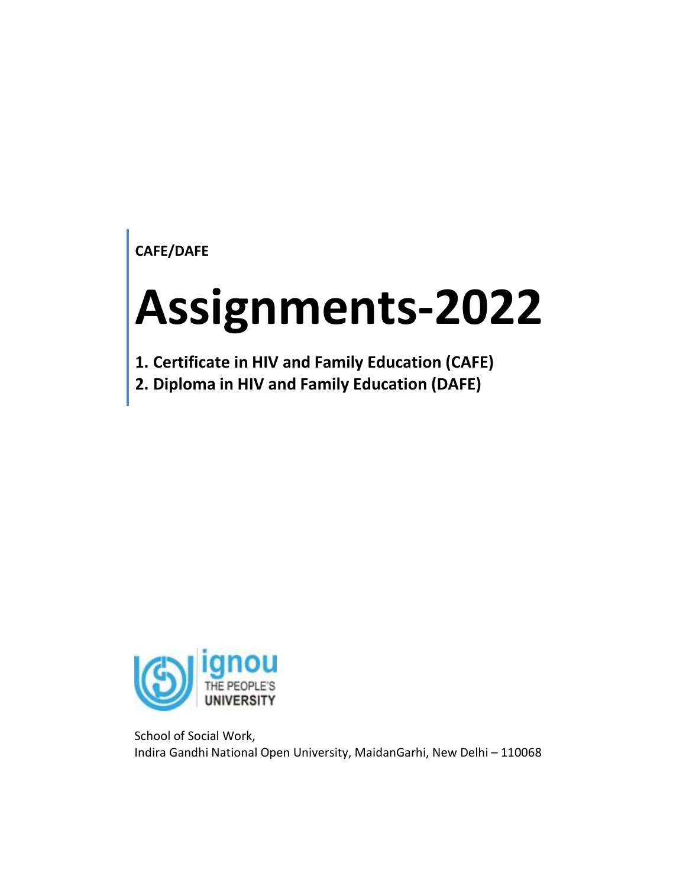**CAFE/DAFE**

# Assignments-2022

**1. Certificate in HIV and Family Education (CAFE)**
**2. Diploma in HIV and Family Education (DAFE)**

ignou
THE PEOPLE'S
UNIVERSITY

School of Social Work,
Indira Gandhi National Open University, MaidanGarhi, New Delhi – 110068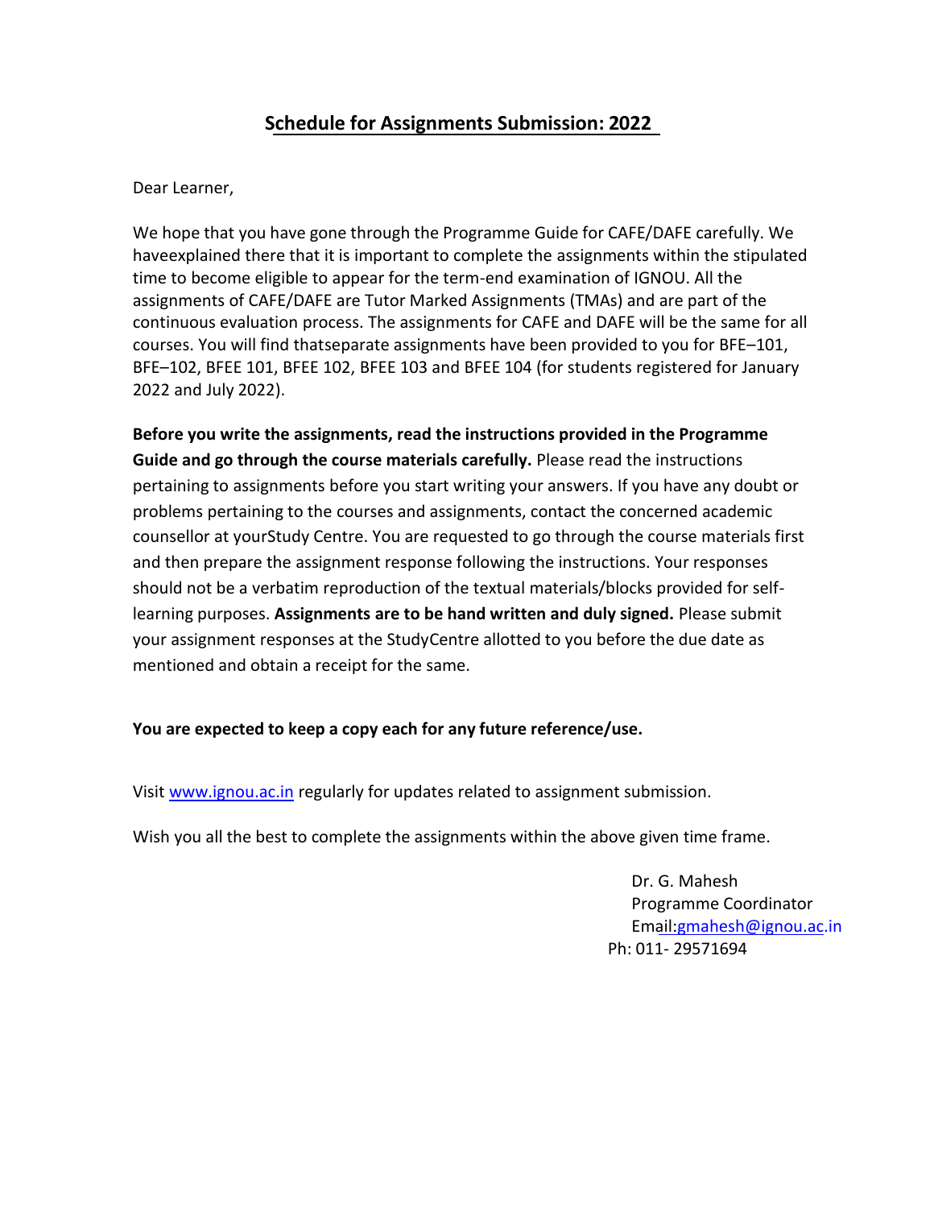## Schedule for Assignments Submission: 2022

Dear Learner,

We hope that you have gone through the Programme Guide for CAFE/DAFE carefully. We haveexplained there that it is important to complete the assignments within the stipulated time to become eligible to appear for the term-end examination of IGNOU. All the assignments of CAFE/DAFE are Tutor Marked Assignments (TMAs) and are part of the continuous evaluation process. The assignments for CAFE and DAFE will be the same for all courses. You will find thatseparate assignments have been provided to you for BFE–101, BFE–102, BFEE 101, BFEE 102, BFEE 103 and BFEE 104 (for students registered for January 2022 and July 2022).

**Before you write the assignments, read the instructions provided in the Programme Guide and go through the course materials carefully.** Please read the instructions pertaining to assignments before you start writing your answers. If you have any doubt or problems pertaining to the courses and assignments, contact the concerned academic counsellor at yourStudy Centre. You are requested to go through the course materials first and then prepare the assignment response following the instructions. Your responses should not be a verbatim reproduction of the textual materials/blocks provided for self-learning purposes. **Assignments are to be hand written and duly signed.** Please submit your assignment responses at the StudyCentre allotted to you before the due date as mentioned and obtain a receipt for the same.

**You are expected to keep a copy each for any future reference/use.**

Visit www.ignou.ac.in regularly for updates related to assignment submission.

Wish you all the best to complete the assignments within the above given time frame.

Dr. G. Mahesh
Programme Coordinator
Email:gmahesh@ignou.ac.in
Ph: 011- 29571694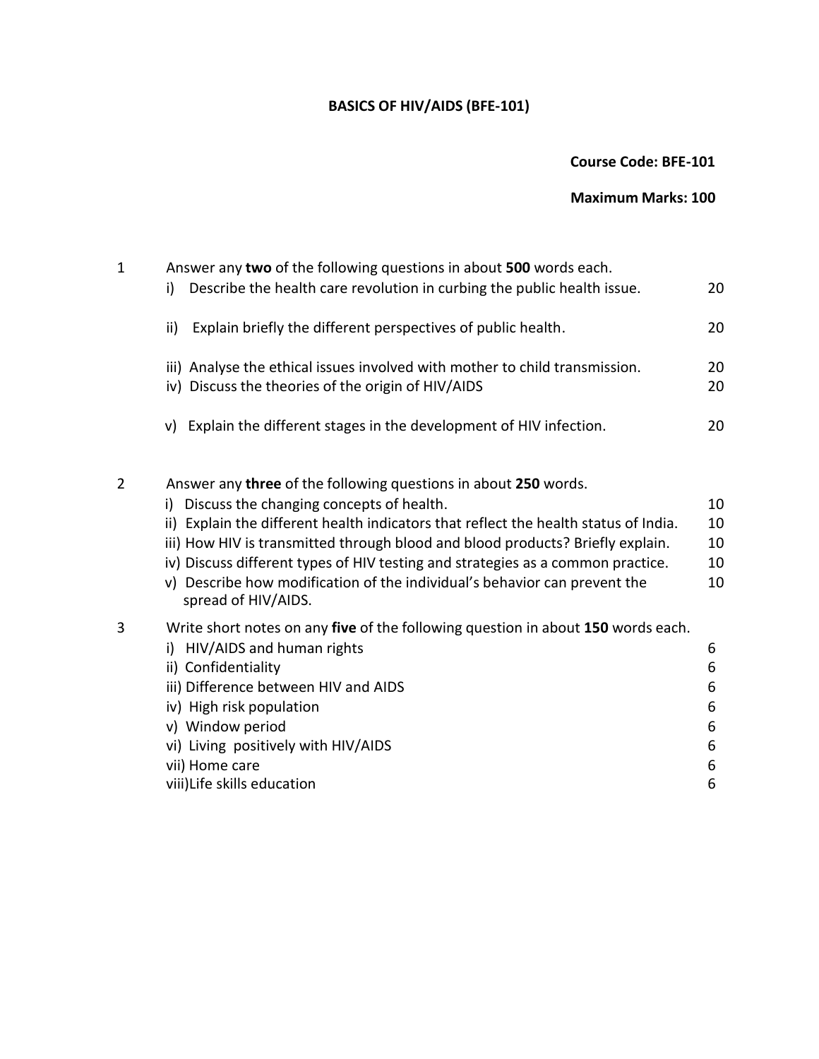# BASICS OF HIV/AIDS (BFE-101)

**Course Code: BFE-101**

**Maximum Marks: 100**

1. Answer any **two** of the following questions in about **500** words each.

| | | |
|---|---|---|
| i) | Describe the health care revolution in curbing the public health issue. | 20 |
| ii) | Explain briefly the different perspectives of public health. | 20 |
| iii) | Analyse the ethical issues involved with mother to child transmission. | 20 |
| iv) | Discuss the theories of the origin of HIV/AIDS | 20 |
| v) | Explain the different stages in the development of HIV infection. | 20 |

2. Answer any **three** of the following questions in about **250** words.

| | | |
|---|---|---|
| i) | Discuss the changing concepts of health. | 10 |
| ii) | Explain the different health indicators that reflect the health status of India. | 10 |
| iii) | How HIV is transmitted through blood and blood products? Briefly explain. | 10 |
| iv) | Discuss different types of HIV testing and strategies as a common practice. | 10 |
| v) | Describe how modification of the individual's behavior can prevent the spread of HIV/AIDS. | 10 |

3. Write short notes on any **five** of the following question in about **150** words each.

| | | |
|---|---|---|
| i) | HIV/AIDS and human rights | 6 |
| ii) | Confidentiality | 6 |
| iii) | Difference between HIV and AIDS | 6 |
| iv) | High risk population | 6 |
| v) | Window period | 6 |
| vi) | Living positively with HIV/AIDS | 6 |
| vii) | Home care | 6 |
| viii) | Life skills education | 6 |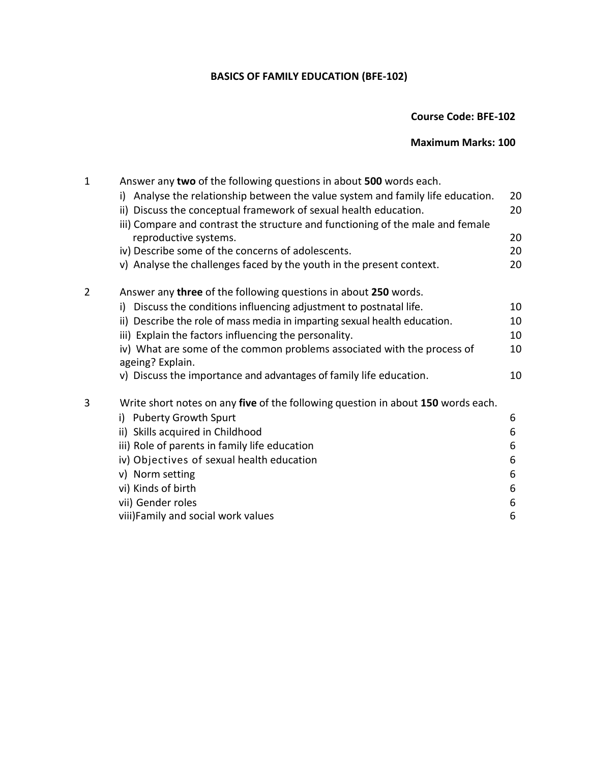# BASICS OF FAMILY EDUCATION (BFE-102)

**Course Code: BFE-102**

**Maximum Marks: 100**

1. Answer any **two** of the following questions in about **500** words each.

| | | |
|---|---|---|
| i) | Analyse the relationship between the value system and family life education. | 20 |
| ii) | Discuss the conceptual framework of sexual health education. | 20 |
| iii) | Compare and contrast the structure and functioning of the male and female reproductive systems. | 20 |
| iv) | Describe some of the concerns of adolescents. | 20 |
| v) | Analyse the challenges faced by the youth in the present context. | 20 |

2. Answer any **three** of the following questions in about **250** words.

| | | |
|---|---|---|
| i) | Discuss the conditions influencing adjustment to postnatal life. | 10 |
| ii) | Describe the role of mass media in imparting sexual health education. | 10 |
| iii) | Explain the factors influencing the personality. | 10 |
| iv) | What are some of the common problems associated with the process of ageing? Explain. | 10 |
| v) | Discuss the importance and advantages of family life education. | 10 |

3. Write short notes on any **five** of the following question in about **150** words each.

| | | |
|---|---|---|
| i) | Puberty Growth Spurt | 6 |
| ii) | Skills acquired in Childhood | 6 |
| iii) | Role of parents in family life education | 6 |
| iv) | Objectives of sexual health education | 6 |
| v) | Norm setting | 6 |
| vi) | Kinds of birth | 6 |
| vii) | Gender roles | 6 |
| viii) | Family and social work values | 6 |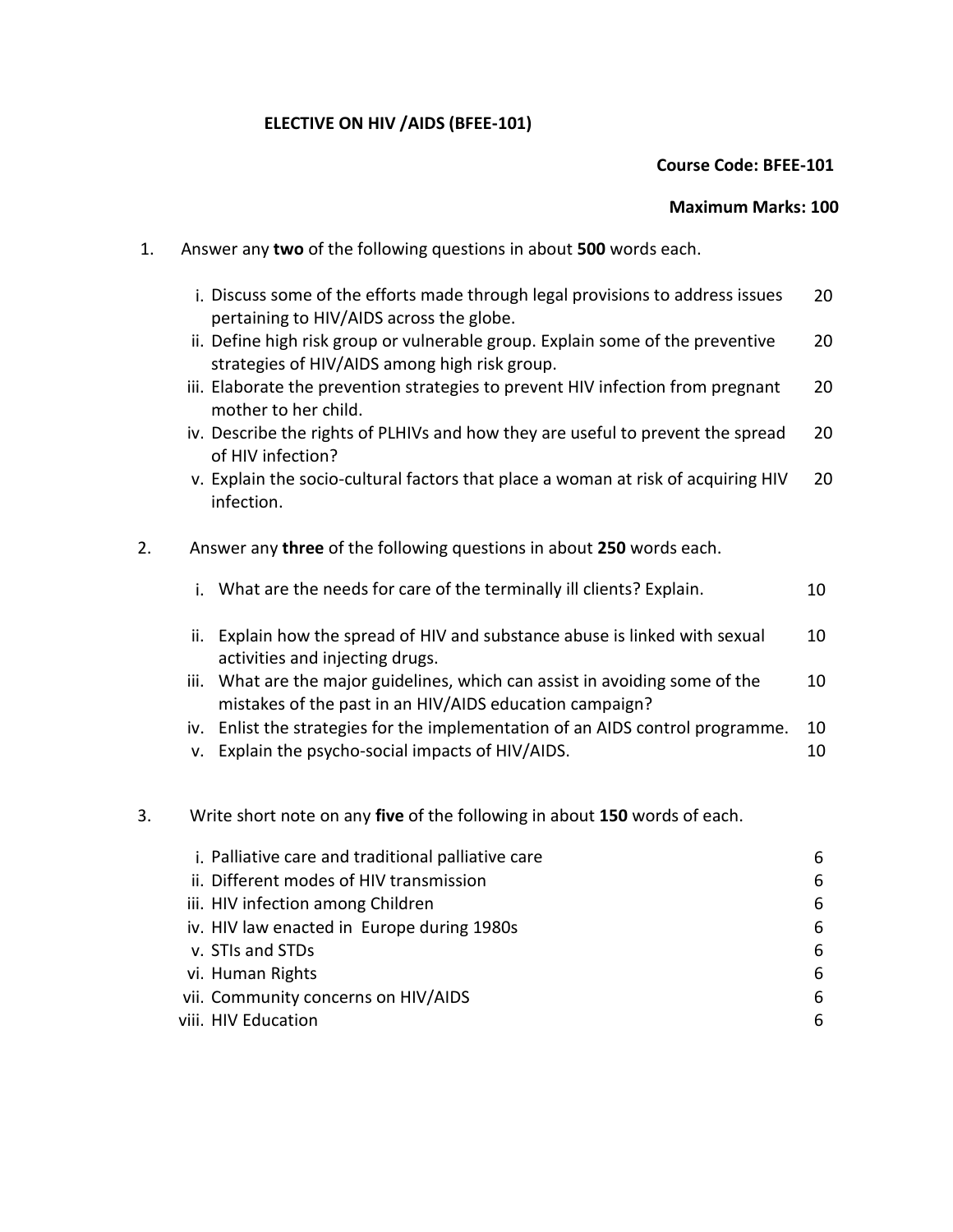## ELECTIVE ON HIV /AIDS (BFEE-101)

**Course Code: BFEE-101**

**Maximum Marks: 100**

1. Answer any **two** of the following questions in about **500** words each.

   i. Discuss some of the efforts made through legal provisions to address issues pertaining to HIV/AIDS across the globe. — 20

   ii. Define high risk group or vulnerable group. Explain some of the preventive strategies of HIV/AIDS among high risk group. — 20

   iii. Elaborate the prevention strategies to prevent HIV infection from pregnant mother to her child. — 20

   iv. Describe the rights of PLHIVs and how they are useful to prevent the spread of HIV infection? — 20

   v. Explain the socio-cultural factors that place a woman at risk of acquiring HIV infection. — 20

2. Answer any **three** of the following questions in about **250** words each.

   i. What are the needs for care of the terminally ill clients? Explain. — 10

   ii. Explain how the spread of HIV and substance abuse is linked with sexual activities and injecting drugs. — 10

   iii. What are the major guidelines, which can assist in avoiding some of the mistakes of the past in an HIV/AIDS education campaign? — 10

   iv. Enlist the strategies for the implementation of an AIDS control programme. — 10

   v. Explain the psycho-social impacts of HIV/AIDS. — 10

3. Write short note on any **five** of the following in about **150** words of each.

   i. Palliative care and traditional palliative care — 6

   ii. Different modes of HIV transmission — 6

   iii. HIV infection among Children — 6

   iv. HIV law enacted in Europe during 1980s — 6

   v. STIs and STDs — 6

   vi. Human Rights — 6

   vii. Community concerns on HIV/AIDS — 6

   viii. HIV Education — 6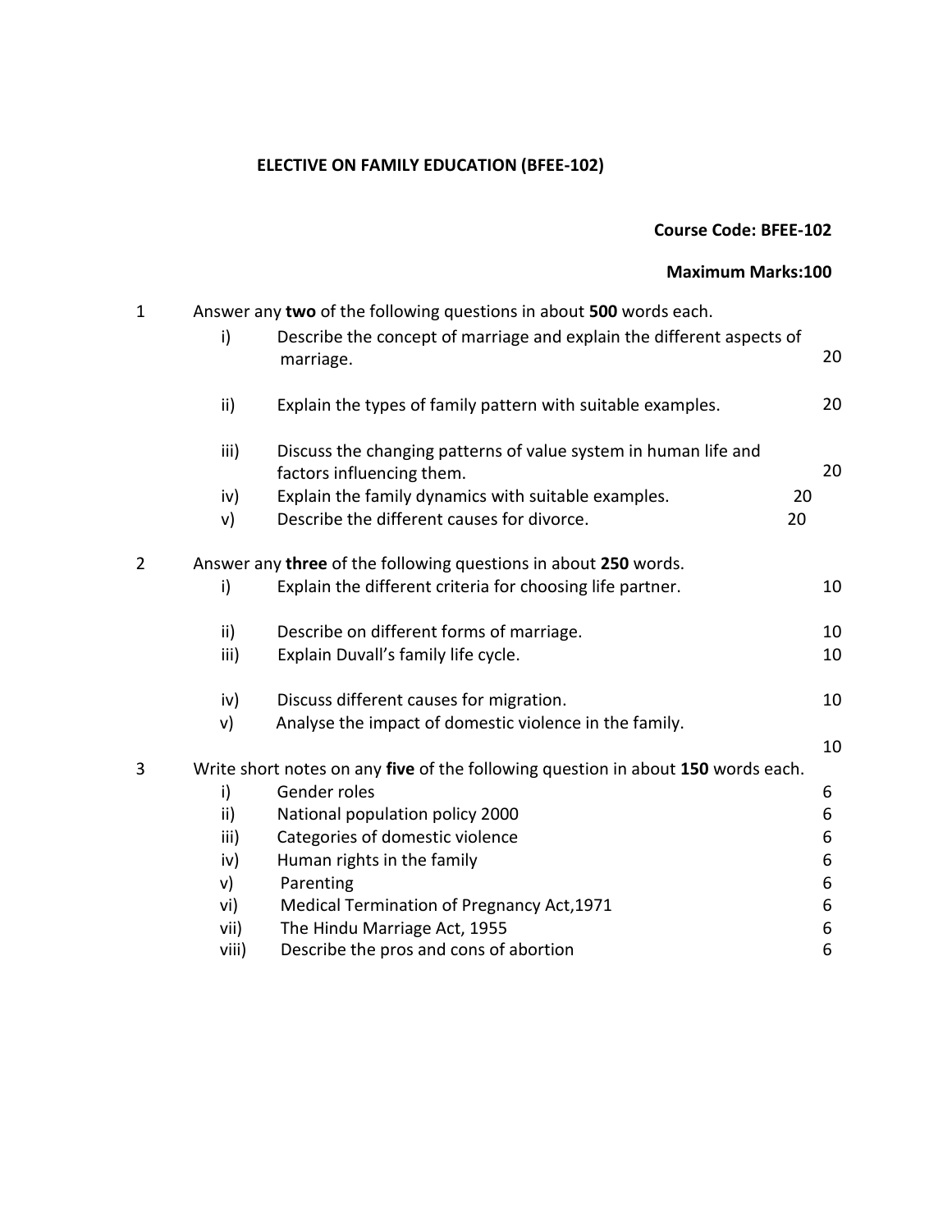**ELECTIVE ON FAMILY EDUCATION (BFEE-102)**

**Course Code: BFEE-102**

**Maximum Marks:100**

1 Answer any **two** of the following questions in about **500** words each.

| | | |
|---|---|---|
| i) | Describe the concept of marriage and explain the different aspects of marriage. | 20 |
| ii) | Explain the types of family pattern with suitable examples. | 20 |
| iii) | Discuss the changing patterns of value system in human life and factors influencing them. | 20 |
| iv) | Explain the family dynamics with suitable examples. | 20 |
| v) | Describe the different causes for divorce. | 20 |

2 Answer any **three** of the following questions in about **250** words.

| | | |
|---|---|---|
| i) | Explain the different criteria for choosing life partner. | 10 |
| ii) | Describe on different forms of marriage. | 10 |
| iii) | Explain Duvall's family life cycle. | 10 |
| iv) | Discuss different causes for migration. | 10 |
| v) | Analyse the impact of domestic violence in the family. | 10 |

3 Write short notes on any **five** of the following question in about **150** words each.

| | | |
|---|---|---|
| i) | Gender roles | 6 |
| ii) | National population policy 2000 | 6 |
| iii) | Categories of domestic violence | 6 |
| iv) | Human rights in the family | 6 |
| v) | Parenting | 6 |
| vi) | Medical Termination of Pregnancy Act,1971 | 6 |
| vii) | The Hindu Marriage Act, 1955 | 6 |
| viii) | Describe the pros and cons of abortion | 6 |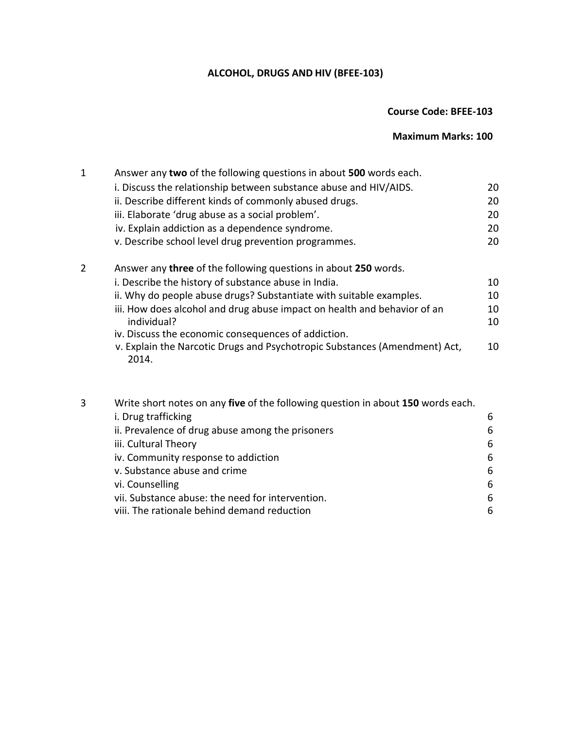# ALCOHOL, DRUGS AND HIV (BFEE-103)

**Course Code: BFEE-103**

**Maximum Marks: 100**

| | | |
|---|---|---|
| 1 | Answer any **two** of the following questions in about **500** words each. | |
| | i. Discuss the relationship between substance abuse and HIV/AIDS. | 20 |
| | ii. Describe different kinds of commonly abused drugs. | 20 |
| | iii. Elaborate 'drug abuse as a social problem'. | 20 |
| | iv. Explain addiction as a dependence syndrome. | 20 |
| | v. Describe school level drug prevention programmes. | 20 |
| 2 | Answer any **three** of the following questions in about **250** words. | |
| | i. Describe the history of substance abuse in India. | 10 |
| | ii. Why do people abuse drugs? Substantiate with suitable examples. | 10 |
| | iii. How does alcohol and drug abuse impact on health and behavior of an individual? | 10 |
| | iv. Discuss the economic consequences of addiction. | 10 |
| | v. Explain the Narcotic Drugs and Psychotropic Substances (Amendment) Act, 2014. | 10 |
| 3 | Write short notes on any **five** of the following question in about **150** words each. | |
| | i. Drug trafficking | 6 |
| | ii. Prevalence of drug abuse among the prisoners | 6 |
| | iii. Cultural Theory | 6 |
| | iv. Community response to addiction | 6 |
| | v. Substance abuse and crime | 6 |
| | vi. Counselling | 6 |
| | vii. Substance abuse: the need for intervention. | 6 |
| | viii. The rationale behind demand reduction | 6 |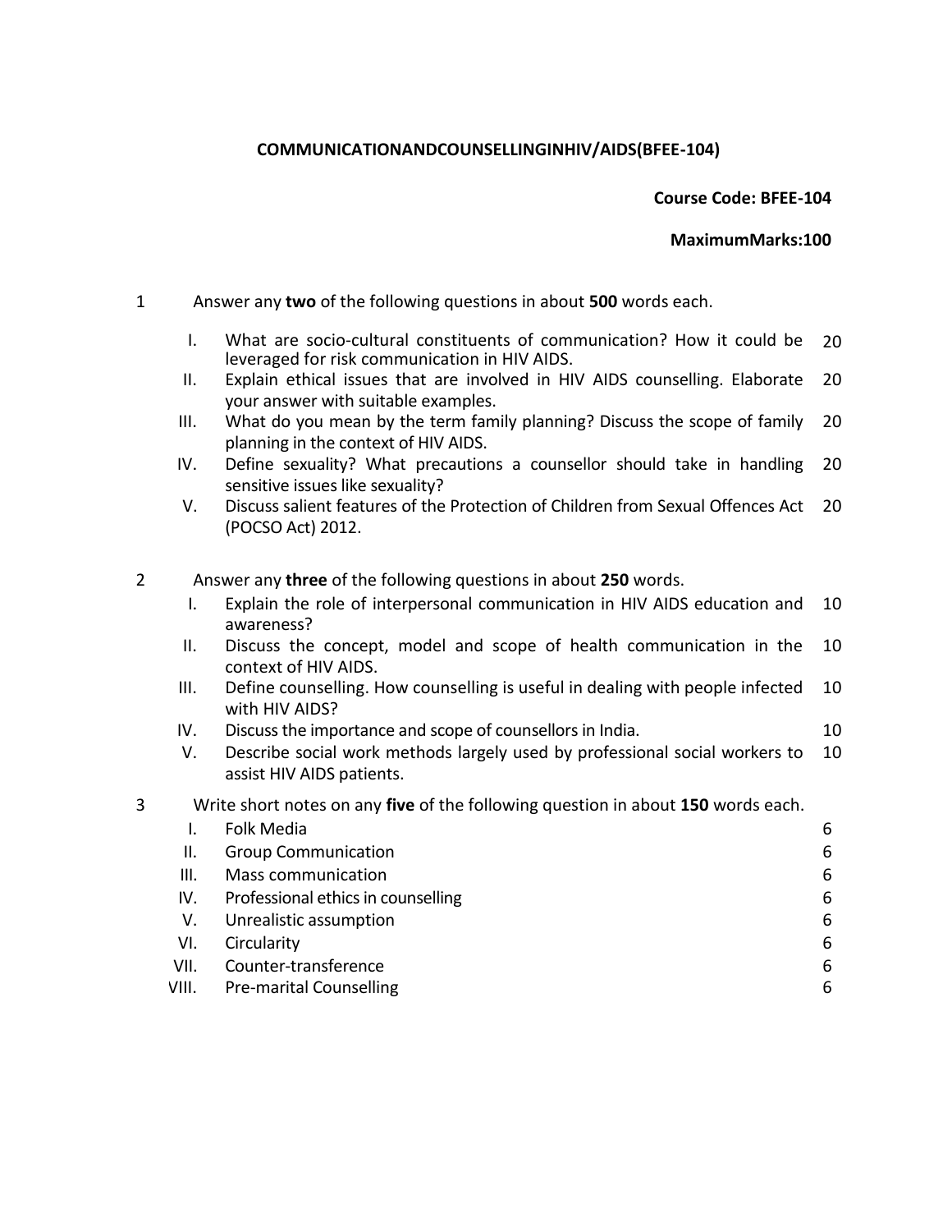# COMMUNICATIONANDCOUNSELLINGINHIV/AIDS(BFEE-104)

**Course Code: BFEE-104**

**MaximumMarks:100**

1 Answer any **two** of the following questions in about **500** words each.

| | | |
|---|---|---|
| I. | What are socio-cultural constituents of communication? How it could be leveraged for risk communication in HIV AIDS. | 20 |
| II. | Explain ethical issues that are involved in HIV AIDS counselling. Elaborate your answer with suitable examples. | 20 |
| III. | What do you mean by the term family planning? Discuss the scope of family planning in the context of HIV AIDS. | 20 |
| IV. | Define sexuality? What precautions a counsellor should take in handling sensitive issues like sexuality? | 20 |
| V. | Discuss salient features of the Protection of Children from Sexual Offences Act (POCSO Act) 2012. | 20 |

2 Answer any **three** of the following questions in about **250** words.

| | | |
|---|---|---|
| I. | Explain the role of interpersonal communication in HIV AIDS education and awareness? | 10 |
| II. | Discuss the concept, model and scope of health communication in the context of HIV AIDS. | 10 |
| III. | Define counselling. How counselling is useful in dealing with people infected with HIV AIDS? | 10 |
| IV. | Discuss the importance and scope of counsellors in India. | 10 |
| V. | Describe social work methods largely used by professional social workers to assist HIV AIDS patients. | 10 |

3 Write short notes on any **five** of the following question in about **150** words each.

| | | |
|---|---|---|
| I. | Folk Media | 6 |
| II. | Group Communication | 6 |
| III. | Mass communication | 6 |
| IV. | Professional ethics in counselling | 6 |
| V. | Unrealistic assumption | 6 |
| VI. | Circularity | 6 |
| VII. | Counter-transference | 6 |
| VIII. | Pre-marital Counselling | 6 |